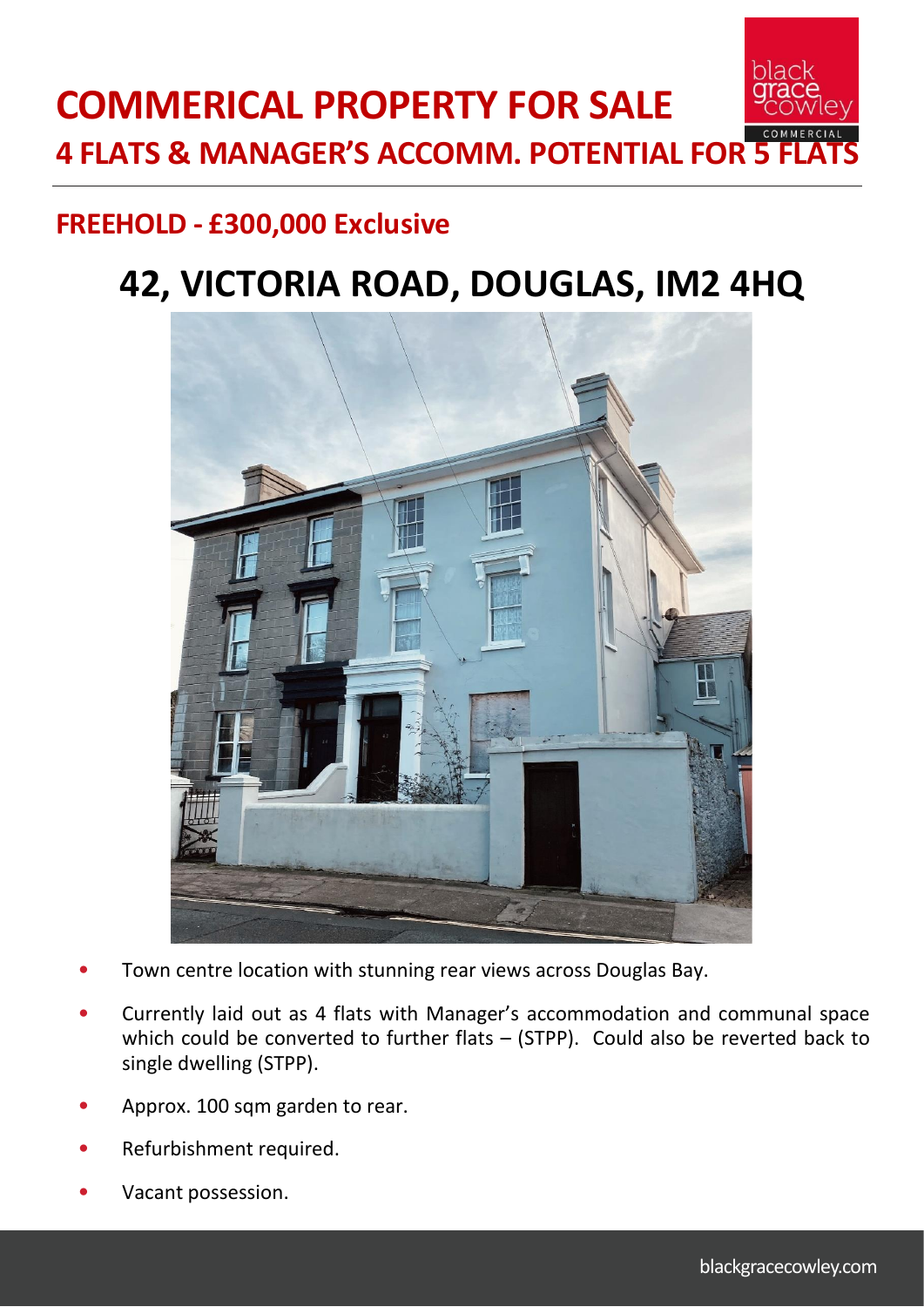# COMMERICAL PROPERTY FOR SALE

## 4 FLATS & MANAGER'S ACCOMM. POTENTIAL FOR 5 FLATS

### FREEHOLD - £300,000 Exclusive

# 42, VICTORIA ROAD, DOUGLAS, IM2 4HQ

- Town centre location with stunning rear views across Douglas Bay.
- Currently laid out as 4 flats with Manager's accommodation and communal space which could be converted to further flats – (STPP). Could also be reverted back to single dwelling (STPP).
- Approx. 100 sqm garden to rear.
- Refurbishment required.
- Vacant possession.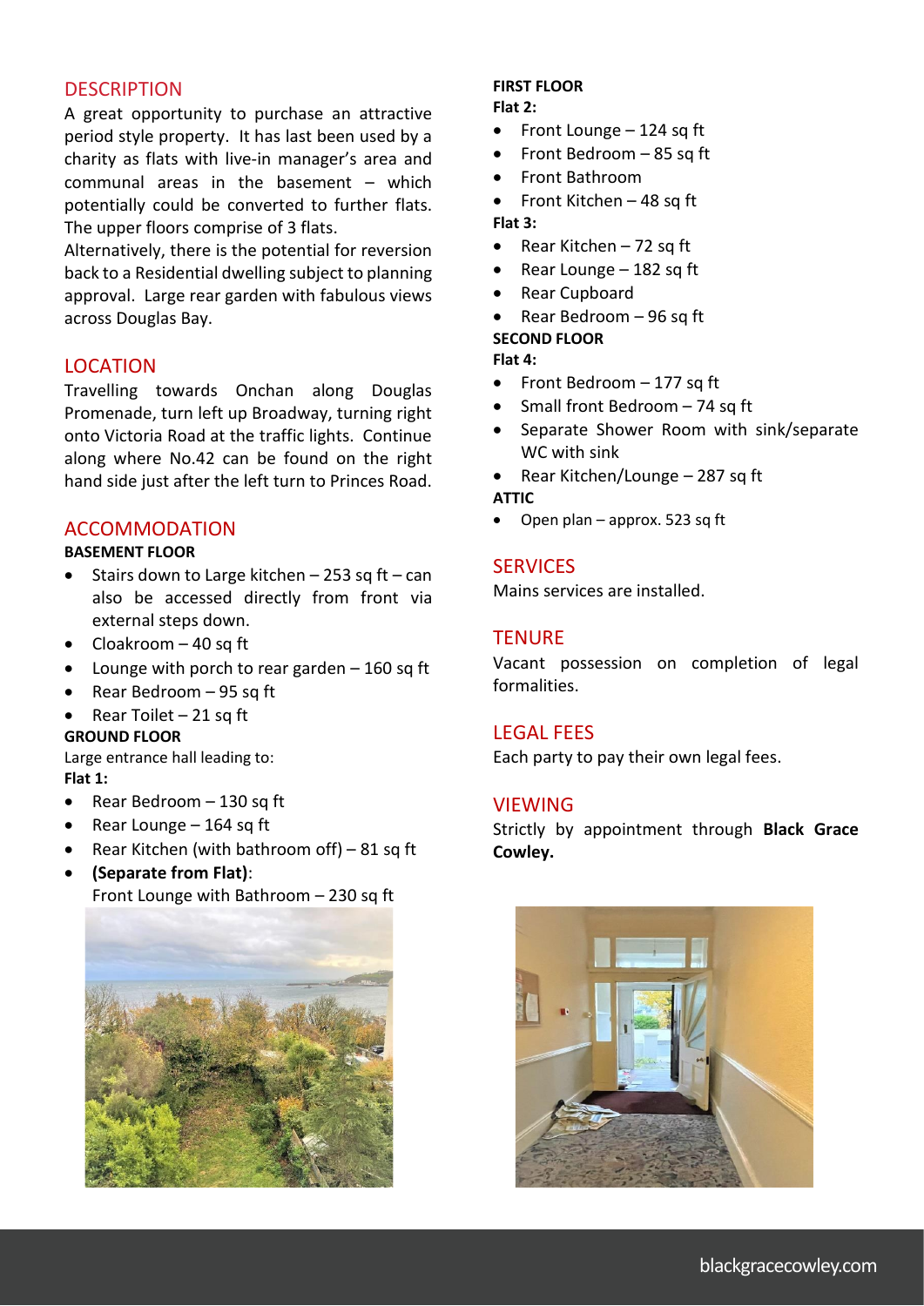## DESCRIPTION

A great opportunity to purchase an attractive period style property. It has last been used by a charity as flats with live-in manager's area and communal areas in the basement – which potentially could be converted to further flats. The upper floors comprise of 3 flats.

Alternatively, there is the potential for reversion back to a Residential dwelling subject to planning approval. Large rear garden with fabulous views across Douglas Bay.

## LOCATION

Travelling towards Onchan along Douglas Promenade, turn left up Broadway, turning right onto Victoria Road at the traffic lights. Continue along where No.42 can be found on the right hand side just after the left turn to Princes Road.

## ACCOMMODATION

**BASEMENT FLOOR**

- Stairs down to Large kitchen – 253 sq ft – can also be accessed directly from front via external steps down.
- Cloakroom – 40 sq ft
- Lounge with porch to rear garden – 160 sq ft
- Rear Bedroom – 95 sq ft
- Rear Toilet – 21 sq ft

**GROUND FLOOR**

Large entrance hall leading to:

**Flat 1:**

- Rear Bedroom – 130 sq ft
- Rear Lounge – 164 sq ft
- Rear Kitchen (with bathroom off) – 81 sq ft
- **(Separate from Flat)**:
  Front Lounge with Bathroom – 230 sq ft

**FIRST FLOOR**

**Flat 2:**

- Front Lounge – 124 sq ft
- Front Bedroom – 85 sq ft
- Front Bathroom
- Front Kitchen – 48 sq ft

**Flat 3:**

- Rear Kitchen – 72 sq ft
- Rear Lounge – 182 sq ft
- Rear Cupboard
- Rear Bedroom – 96 sq ft

**SECOND FLOOR**

**Flat 4:**

- Front Bedroom – 177 sq ft
- Small front Bedroom – 74 sq ft
- Separate Shower Room with sink/separate WC with sink
- Rear Kitchen/Lounge – 287 sq ft

**ATTIC**

- Open plan – approx. 523 sq ft

## SERVICES

Mains services are installed.

## TENURE

Vacant possession on completion of legal formalities.

## LEGAL FEES

Each party to pay their own legal fees.

## VIEWING

Strictly by appointment through **Black Grace Cowley.**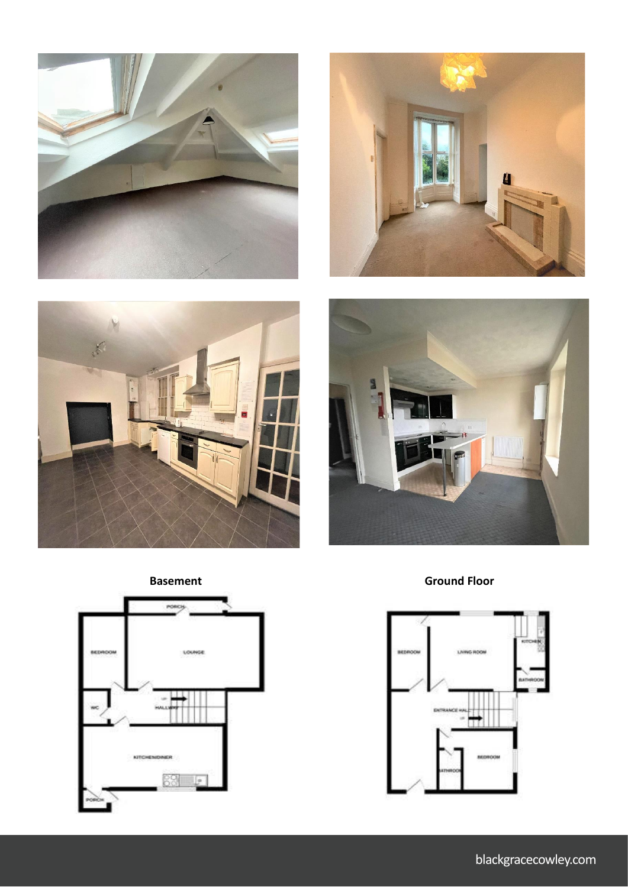**Basement**

**Ground Floor**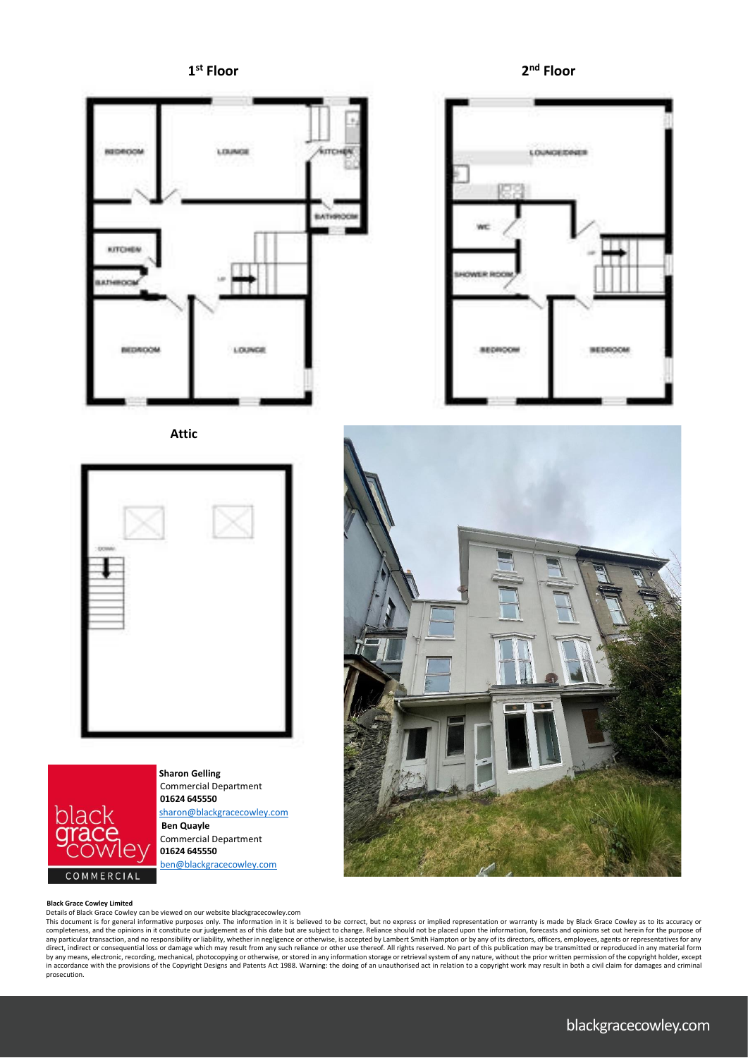## 1st Floor

BEDROOM

LOUNGE

KITCHEN

BATHROOM

KITCHEN

BATHROOM

UP

BEDROOM

LOUNGE

## 2nd Floor

LOUNGE/DINER

WC

UP

SHOWER ROOM

BEDROOM

BEDROOM

## Attic

DOWN

**Sharon Gelling**
Commercial Department
**01624 645550**
sharon@blackgracecowley.com

**Ben Quayle**
Commercial Department
**01624 645550**
ben@blackgracecowley.com

**Black Grace Cowley Limited**

Details of Black Grace Cowley can be viewed on our website blackgracecowley.com

This document is for general informative purposes only. The information in it is believed to be correct, but no express or implied representation or warranty is made by Black Grace Cowley as to its accuracy or completeness, and the opinions in it constitute our judgement as of this date but are subject to change. Reliance should not be placed upon the information, forecasts and opinions set out herein for the purpose of any particular transaction, and no responsibility or liability, whether in negligence or otherwise, is accepted by Lambert Smith Hampton or by any of its directors, officers, employees, agents or representatives for any direct, indirect or consequential loss or damage which may result from any such reliance or other use thereof. All rights reserved. No part of this publication may be transmitted or reproduced in any material form by any means, electronic, recording, mechanical, photocopying or otherwise, or stored in any information storage or retrieval system of any nature, without the prior written permission of the copyright holder, except in accordance with the provisions of the Copyright Designs and Patents Act 1988. Warning: the doing of an unauthorised act in relation to a copyright work may result in both a civil claim for damages and criminal prosecution.

blackgracecowley.com